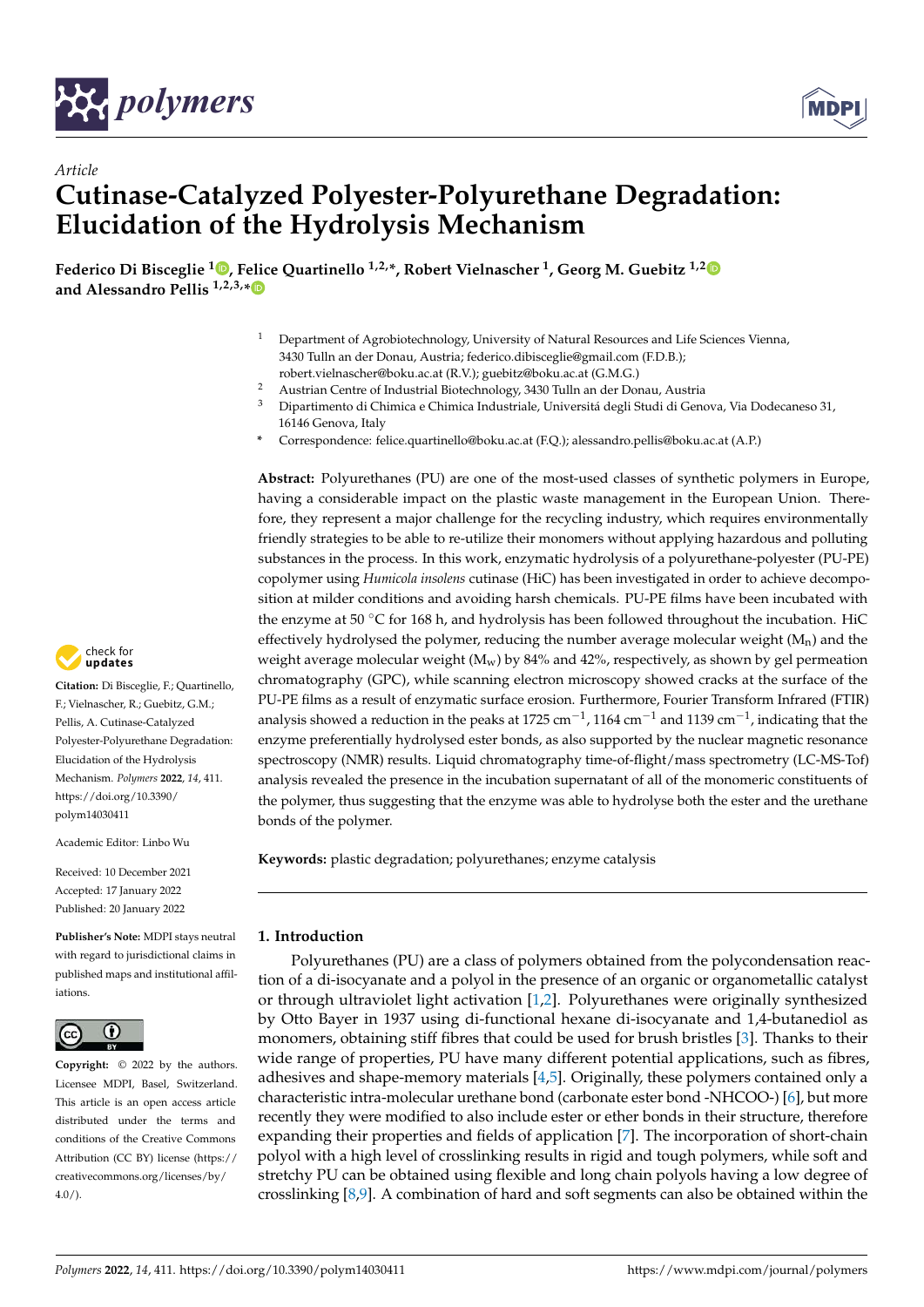Article

# Cutinase-Catalyzed Polyester-Polyurethane Degradation: Elucidation of the Hydrolysis Mechanism

**Federico Di Bisceglie [1], Felice Quartinello [1,2,*], Robert Vielnascher [1], Georg M. Guebitz [1,2] and Alessandro Pellis [1,2,3,*]**

1 Department of Agrobiotechnology, University of Natural Resources and Life Sciences Vienna, 3430 Tulln an der Donau, Austria; federico.dibisceglie@gmail.com (F.D.B.); robert.vielnascher@boku.ac.at (R.V.); guebitz@boku.ac.at (G.M.G.)

2 Austrian Centre of Industrial Biotechnology, 3430 Tulln an der Donau, Austria

3 Dipartimento di Chimica e Chimica Industriale, Universitá degli Studi di Genova, Via Dodecaneso 31, 16146 Genova, Italy

* Correspondence: felice.quartinello@boku.ac.at (F.Q.); alessandro.pellis@boku.ac.at (A.P.)

**Citation:** Di Bisceglie, F.; Quartinello, F.; Vielnascher, R.; Guebitz, G.M.; Pellis, A. Cutinase-Catalyzed Polyester-Polyurethane Degradation: Elucidation of the Hydrolysis Mechanism. *Polymers* **2022**, *14*, 411. https://doi.org/10.3390/polym14030411

Academic Editor: Linbo Wu

Received: 10 December 2021
Accepted: 17 January 2022
Published: 20 January 2022

**Publisher's Note:** MDPI stays neutral with regard to jurisdictional claims in published maps and institutional affiliations.

**Copyright:** © 2022 by the authors. Licensee MDPI, Basel, Switzerland. This article is an open access article distributed under the terms and conditions of the Creative Commons Attribution (CC BY) license (https://creativecommons.org/licenses/by/4.0/).

**Abstract:** Polyurethanes (PU) are one of the most-used classes of synthetic polymers in Europe, having a considerable impact on the plastic waste management in the European Union. Therefore, they represent a major challenge for the recycling industry, which requires environmentally friendly strategies to be able to re-utilize their monomers without applying hazardous and polluting substances in the process. In this work, enzymatic hydrolysis of a polyurethane-polyester (PU-PE) copolymer using *Humicola insolens* cutinase (HiC) has been investigated in order to achieve decomposition at milder conditions and avoiding harsh chemicals. PU-PE films have been incubated with the enzyme at 50 °C for 168 h, and hydrolysis has been followed throughout the incubation. HiC effectively hydrolysed the polymer, reducing the number average molecular weight ($M_n$) and the weight average molecular weight ($M_w$) by 84% and 42%, respectively, as shown by gel permeation chromatography (GPC), while scanning electron microscopy showed cracks at the surface of the PU-PE films as a result of enzymatic surface erosion. Furthermore, Fourier Transform Infrared (FTIR) analysis showed a reduction in the peaks at 1725 $cm^{-1}$, 1164 $cm^{-1}$ and 1139 $cm^{-1}$, indicating that the enzyme preferentially hydrolysed ester bonds, as also supported by the nuclear magnetic resonance spectroscopy (NMR) results. Liquid chromatography time-of-flight/mass spectrometry (LC-MS-Tof) analysis revealed the presence in the incubation supernatant of all of the monomeric constituents of the polymer, thus suggesting that the enzyme was able to hydrolyse both the ester and the urethane bonds of the polymer.

**Keywords:** plastic degradation; polyurethanes; enzyme catalysis

## 1. Introduction

Polyurethanes (PU) are a class of polymers obtained from the polycondensation reaction of a di-isocyanate and a polyol in the presence of an organic or organometallic catalyst or through ultraviolet light activation [1,2]. Polyurethanes were originally synthesized by Otto Bayer in 1937 using di-functional hexane di-isocyanate and 1,4-butanediol as monomers, obtaining stiff fibres that could be used for brush bristles [3]. Thanks to their wide range of properties, PU have many different potential applications, such as fibres, adhesives and shape-memory materials [4,5]. Originally, these polymers contained only a characteristic intra-molecular urethane bond (carbonate ester bond -NHCOO-) [6], but more recently they were modified to also include ester or ether bonds in their structure, therefore expanding their properties and fields of application [7]. The incorporation of short-chain polyol with a high level of crosslinking results in rigid and tough polymers, while soft and stretchy PU can be obtained using flexible and long chain polyols having a low degree of crosslinking [8,9]. A combination of hard and soft segments can also be obtained within the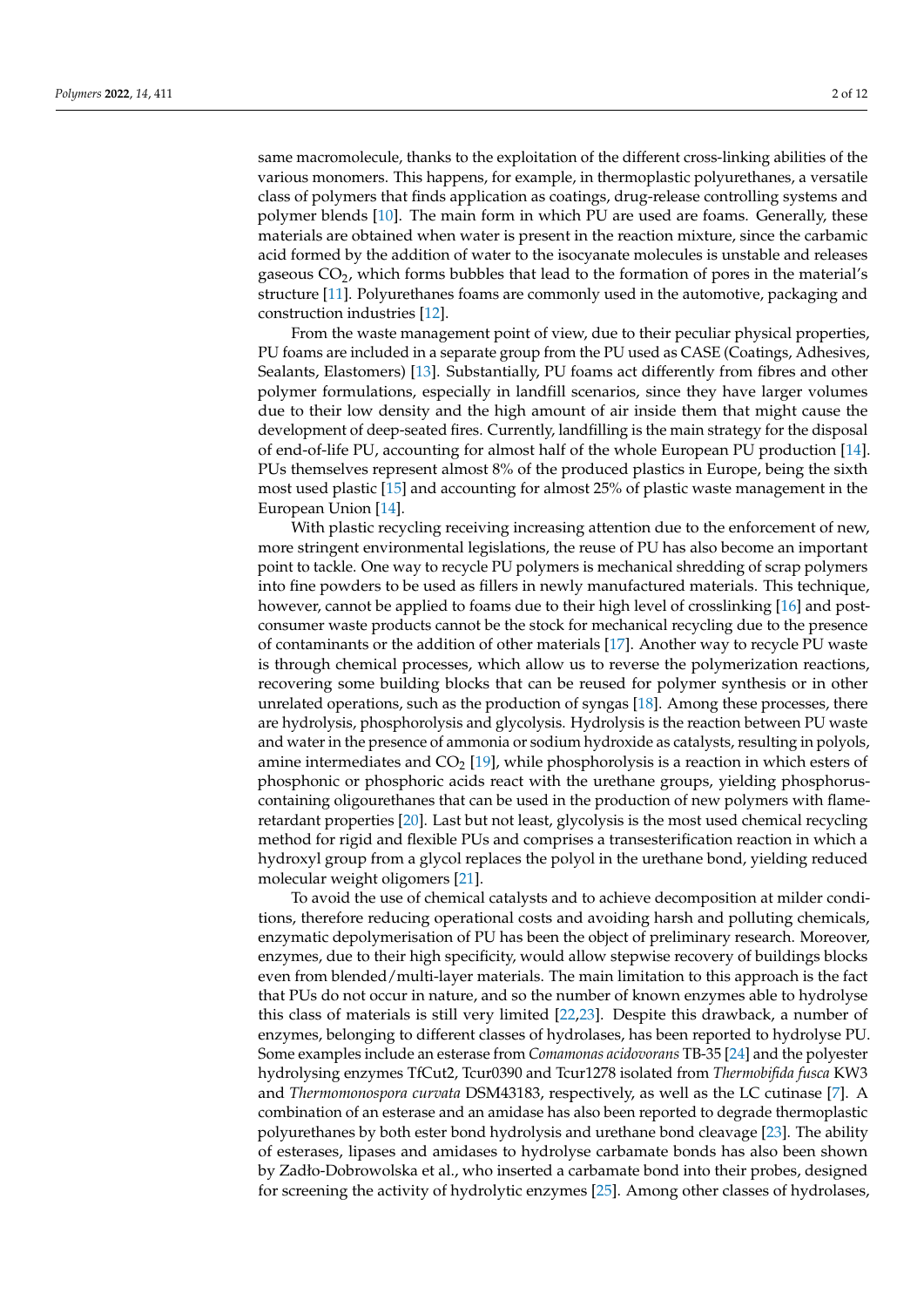same macromolecule, thanks to the exploitation of the different cross-linking abilities of the various monomers. This happens, for example, in thermoplastic polyurethanes, a versatile class of polymers that finds application as coatings, drug-release controlling systems and polymer blends [10]. The main form in which PU are used are foams. Generally, these materials are obtained when water is present in the reaction mixture, since the carbamic acid formed by the addition of water to the isocyanate molecules is unstable and releases gaseous $CO_2$, which forms bubbles that lead to the formation of pores in the material's structure [11]. Polyurethanes foams are commonly used in the automotive, packaging and construction industries [12].

From the waste management point of view, due to their peculiar physical properties, PU foams are included in a separate group from the PU used as CASE (Coatings, Adhesives, Sealants, Elastomers) [13]. Substantially, PU foams act differently from fibres and other polymer formulations, especially in landfill scenarios, since they have larger volumes due to their low density and the high amount of air inside them that might cause the development of deep-seated fires. Currently, landfilling is the main strategy for the disposal of end-of-life PU, accounting for almost half of the whole European PU production [14]. PUs themselves represent almost 8% of the produced plastics in Europe, being the sixth most used plastic [15] and accounting for almost 25% of plastic waste management in the European Union [14].

With plastic recycling receiving increasing attention due to the enforcement of new, more stringent environmental legislations, the reuse of PU has also become an important point to tackle. One way to recycle PU polymers is mechanical shredding of scrap polymers into fine powders to be used as fillers in newly manufactured materials. This technique, however, cannot be applied to foams due to their high level of crosslinking [16] and post-consumer waste products cannot be the stock for mechanical recycling due to the presence of contaminants or the addition of other materials [17]. Another way to recycle PU waste is through chemical processes, which allow us to reverse the polymerization reactions, recovering some building blocks that can be reused for polymer synthesis or in other unrelated operations, such as the production of syngas [18]. Among these processes, there are hydrolysis, phosphorolysis and glycolysis. Hydrolysis is the reaction between PU waste and water in the presence of ammonia or sodium hydroxide as catalysts, resulting in polyols, amine intermediates and $CO_2$ [19], while phosphorolysis is a reaction in which esters of phosphonic or phosphoric acids react with the urethane groups, yielding phosphorus-containing oligourethanes that can be used in the production of new polymers with flame-retardant properties [20]. Last but not least, glycolysis is the most used chemical recycling method for rigid and flexible PUs and comprises a transesterification reaction in which a hydroxyl group from a glycol replaces the polyol in the urethane bond, yielding reduced molecular weight oligomers [21].

To avoid the use of chemical catalysts and to achieve decomposition at milder conditions, therefore reducing operational costs and avoiding harsh and polluting chemicals, enzymatic depolymerisation of PU has been the object of preliminary research. Moreover, enzymes, due to their high specificity, would allow stepwise recovery of buildings blocks even from blended/multi-layer materials. The main limitation to this approach is the fact that PUs do not occur in nature, and so the number of known enzymes able to hydrolyse this class of materials is still very limited [22,23]. Despite this drawback, a number of enzymes, belonging to different classes of hydrolases, has been reported to hydrolyse PU. Some examples include an esterase from *Comamonas acidovorans* TB-35 [24] and the polyester hydrolysing enzymes TfCut2, Tcur0390 and Tcur1278 isolated from *Thermobifida fusca* KW3 and *Thermomonospora curvata* DSM43183, respectively, as well as the LC cutinase [7]. A combination of an esterase and an amidase has also been reported to degrade thermoplastic polyurethanes by both ester bond hydrolysis and urethane bond cleavage [23]. The ability of esterases, lipases and amidases to hydrolyse carbamate bonds has also been shown by Zadło-Dobrowolska et al., who inserted a carbamate bond into their probes, designed for screening the activity of hydrolytic enzymes [25]. Among other classes of hydrolases,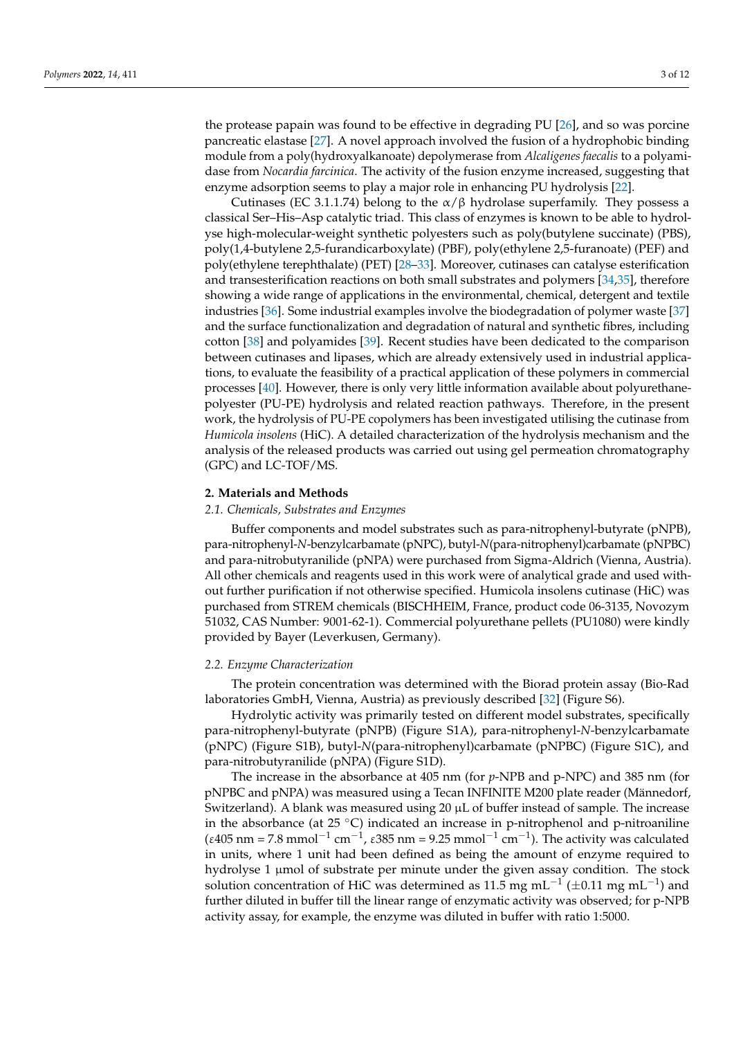the protease papain was found to be effective in degrading PU [26], and so was porcine pancreatic elastase [27]. A novel approach involved the fusion of a hydrophobic binding module from a poly(hydroxyalkanoate) depolymerase from *Alcaligenes faecalis* to a polyamidase from *Nocardia farcinica*. The activity of the fusion enzyme increased, suggesting that enzyme adsorption seems to play a major role in enhancing PU hydrolysis [22].

Cutinases (EC 3.1.1.74) belong to the α/β hydrolase superfamily. They possess a classical Ser–His–Asp catalytic triad. This class of enzymes is known to be able to hydrolyse high-molecular-weight synthetic polyesters such as poly(butylene succinate) (PBS), poly(1,4-butylene 2,5-furandicarboxylate) (PBF), poly(ethylene 2,5-furanoate) (PEF) and poly(ethylene terephthalate) (PET) [28–33]. Moreover, cutinases can catalyse esterification and transesterification reactions on both small substrates and polymers [34,35], therefore showing a wide range of applications in the environmental, chemical, detergent and textile industries [36]. Some industrial examples involve the biodegradation of polymer waste [37] and the surface functionalization and degradation of natural and synthetic fibres, including cotton [38] and polyamides [39]. Recent studies have been dedicated to the comparison between cutinases and lipases, which are already extensively used in industrial applications, to evaluate the feasibility of a practical application of these polymers in commercial processes [40]. However, there is only very little information available about polyurethane-polyester (PU-PE) hydrolysis and related reaction pathways. Therefore, in the present work, the hydrolysis of PU-PE copolymers has been investigated utilising the cutinase from *Humicola insolens* (HiC). A detailed characterization of the hydrolysis mechanism and the analysis of the released products was carried out using gel permeation chromatography (GPC) and LC-TOF/MS.

## 2. Materials and Methods

### 2.1. Chemicals, Substrates and Enzymes

Buffer components and model substrates such as para-nitrophenyl-butyrate (pNPB), para-nitrophenyl-*N*-benzylcarbamate (pNPC), butyl-*N*(para-nitrophenyl)carbamate (pNPBC) and para-nitrobutyranilide (pNPA) were purchased from Sigma-Aldrich (Vienna, Austria). All other chemicals and reagents used in this work were of analytical grade and used without further purification if not otherwise specified. Humicola insolens cutinase (HiC) was purchased from STREM chemicals (BISCHHEIM, France, product code 06-3135, Novozym 51032, CAS Number: 9001-62-1). Commercial polyurethane pellets (PU1080) were kindly provided by Bayer (Leverkusen, Germany).

### 2.2. Enzyme Characterization

The protein concentration was determined with the Biorad protein assay (Bio-Rad laboratories GmbH, Vienna, Austria) as previously described [32] (Figure S6).

Hydrolytic activity was primarily tested on different model substrates, specifically para-nitrophenyl-butyrate (pNPB) (Figure S1A), para-nitrophenyl-*N*-benzylcarbamate (pNPC) (Figure S1B), butyl-*N*(para-nitrophenyl)carbamate (pNPBC) (Figure S1C), and para-nitrobutyranilide (pNPA) (Figure S1D).

The increase in the absorbance at 405 nm (for *p*-NPB and p-NPC) and 385 nm (for pNPBC and pNPA) was measured using a Tecan INFINITE M200 plate reader (Männedorf, Switzerland). A blank was measured using 20 μL of buffer instead of sample. The increase in the absorbance (at 25 °C) indicated an increase in p-nitrophenol and p-nitroaniline ($\varepsilon$405 nm = 7.8 mmol$^{-1}$ cm$^{-1}$, $\varepsilon$385 nm = 9.25 mmol$^{-1}$ cm$^{-1}$). The activity was calculated in units, where 1 unit had been defined as being the amount of enzyme required to hydrolyse 1 μmol of substrate per minute under the given assay condition. The stock solution concentration of HiC was determined as 11.5 mg mL$^{-1}$ (±0.11 mg mL$^{-1}$) and further diluted in buffer till the linear range of enzymatic activity was observed; for p-NPB activity assay, for example, the enzyme was diluted in buffer with ratio 1:5000.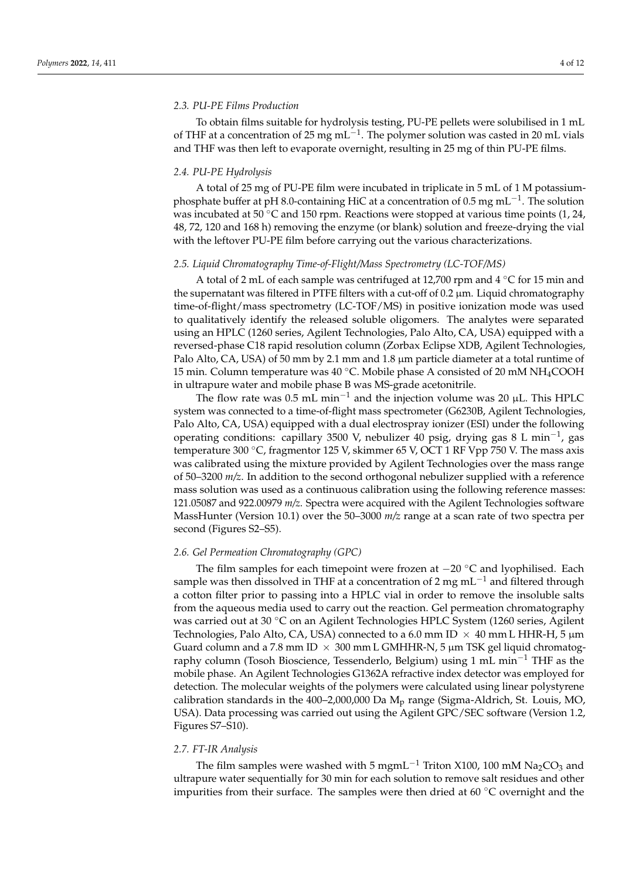### 2.3. PU-PE Films Production

To obtain films suitable for hydrolysis testing, PU-PE pellets were solubilised in 1 mL of THF at a concentration of 25 mg $mL^{-1}$. The polymer solution was casted in 20 mL vials and THF was then left to evaporate overnight, resulting in 25 mg of thin PU-PE films.

### 2.4. PU-PE Hydrolysis

A total of 25 mg of PU-PE film were incubated in triplicate in 5 mL of 1 M potassium-phosphate buffer at pH 8.0-containing HiC at a concentration of 0.5 mg $mL^{-1}$. The solution was incubated at 50 °C and 150 rpm. Reactions were stopped at various time points (1, 24, 48, 72, 120 and 168 h) removing the enzyme (or blank) solution and freeze-drying the vial with the leftover PU-PE film before carrying out the various characterizations.

### 2.5. Liquid Chromatography Time-of-Flight/Mass Spectrometry (LC-TOF/MS)

A total of 2 mL of each sample was centrifuged at 12,700 rpm and 4 °C for 15 min and the supernatant was filtered in PTFE filters with a cut-off of 0.2 µm. Liquid chromatography time-of-flight/mass spectrometry (LC-TOF/MS) in positive ionization mode was used to qualitatively identify the released soluble oligomers. The analytes were separated using an HPLC (1260 series, Agilent Technologies, Palo Alto, CA, USA) equipped with a reversed-phase C18 rapid resolution column (Zorbax Eclipse XDB, Agilent Technologies, Palo Alto, CA, USA) of 50 mm by 2.1 mm and 1.8 µm particle diameter at a total runtime of 15 min. Column temperature was 40 °C. Mobile phase A consisted of 20 mM $NH_4COOH$ in ultrapure water and mobile phase B was MS-grade acetonitrile.

The flow rate was 0.5 mL $min^{-1}$ and the injection volume was 20 µL. This HPLC system was connected to a time-of-flight mass spectrometer (G6230B, Agilent Technologies, Palo Alto, CA, USA) equipped with a dual electrospray ionizer (ESI) under the following operating conditions: capillary 3500 V, nebulizer 40 psig, drying gas 8 L $min^{-1}$, gas temperature 300 °C, fragmentor 125 V, skimmer 65 V, OCT 1 RF Vpp 750 V. The mass axis was calibrated using the mixture provided by Agilent Technologies over the mass range of 50–3200 *m/z*. In addition to the second orthogonal nebulizer supplied with a reference mass solution was used as a continuous calibration using the following reference masses: 121.05087 and 922.00979 *m/z*. Spectra were acquired with the Agilent Technologies software MassHunter (Version 10.1) over the 50–3000 *m/z* range at a scan rate of two spectra per second (Figures S2–S5).

### 2.6. Gel Permeation Chromatography (GPC)

The film samples for each timepoint were frozen at −20 °C and lyophilised. Each sample was then dissolved in THF at a concentration of 2 mg $mL^{-1}$ and filtered through a cotton filter prior to passing into a HPLC vial in order to remove the insoluble salts from the aqueous media used to carry out the reaction. Gel permeation chromatography was carried out at 30 °C on an Agilent Technologies HPLC System (1260 series, Agilent Technologies, Palo Alto, CA, USA) connected to a 6.0 mm ID × 40 mm L HHR-H, 5 µm Guard column and a 7.8 mm ID × 300 mm L GMHHR-N, 5 µm TSK gel liquid chromatography column (Tosoh Bioscience, Tessenderlo, Belgium) using 1 mL $min^{-1}$ THF as the mobile phase. An Agilent Technologies G1362A refractive index detector was employed for detection. The molecular weights of the polymers were calculated using linear polystyrene calibration standards in the 400–2,000,000 Da $M_p$ range (Sigma-Aldrich, St. Louis, MO, USA). Data processing was carried out using the Agilent GPC/SEC software (Version 1.2, Figures S7–S10).

### 2.7. FT-IR Analysis

The film samples were washed with 5 mg$mL^{-1}$ Triton X100, 100 mM $Na_2CO_3$ and ultrapure water sequentially for 30 min for each solution to remove salt residues and other impurities from their surface. The samples were then dried at 60 °C overnight and the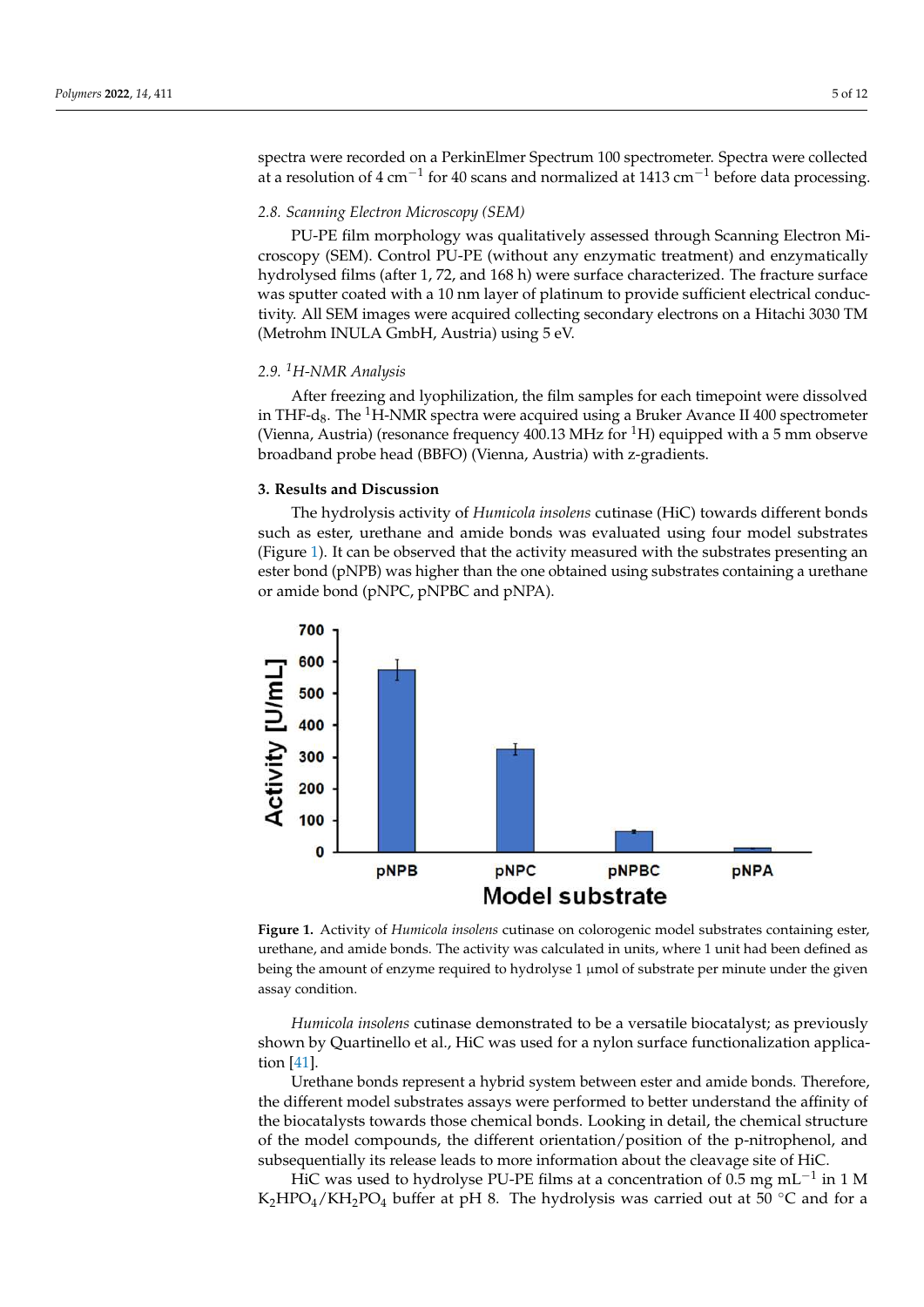spectra were recorded on a PerkinElmer Spectrum 100 spectrometer. Spectra were collected at a resolution of 4 $cm^{-1}$ for 40 scans and normalized at 1413 $cm^{-1}$ before data processing.

### 2.8. Scanning Electron Microscopy (SEM)

PU-PE film morphology was qualitatively assessed through Scanning Electron Microscopy (SEM). Control PU-PE (without any enzymatic treatment) and enzymatically hydrolysed films (after 1, 72, and 168 h) were surface characterized. The fracture surface was sputter coated with a 10 nm layer of platinum to provide sufficient electrical conductivity. All SEM images were acquired collecting secondary electrons on a Hitachi 3030 TM (Metrohm INULA GmbH, Austria) using 5 eV.

### 2.9. $^1$H-NMR Analysis

After freezing and lyophilization, the film samples for each timepoint were dissolved in THF-$d_8$. The $^1$H-NMR spectra were acquired using a Bruker Avance II 400 spectrometer (Vienna, Austria) (resonance frequency 400.13 MHz for $^1$H) equipped with a 5 mm observe broadband probe head (BBFO) (Vienna, Austria) with z-gradients.

## 3. Results and Discussion

The hydrolysis activity of *Humicola insolens* cutinase (HiC) towards different bonds such as ester, urethane and amide bonds was evaluated using four model substrates (Figure 1). It can be observed that the activity measured with the substrates presenting an ester bond (pNPB) was higher than the one obtained using substrates containing a urethane or amide bond (pNPC, pNPBC and pNPA).

**Figure 1.** Activity of *Humicola insolens* cutinase on colorogenic model substrates containing ester, urethane, and amide bonds. The activity was calculated in units, where 1 unit had been defined as being the amount of enzyme required to hydrolyse 1 µmol of substrate per minute under the given assay condition.

*Humicola insolens* cutinase demonstrated to be a versatile biocatalyst; as previously shown by Quartinello et al., HiC was used for a nylon surface functionalization application [41].

Urethane bonds represent a hybrid system between ester and amide bonds. Therefore, the different model substrates assays were performed to better understand the affinity of the biocatalysts towards those chemical bonds. Looking in detail, the chemical structure of the model compounds, the different orientation/position of the p-nitrophenol, and subsequentially its release leads to more information about the cleavage site of HiC.

HiC was used to hydrolyse PU-PE films at a concentration of 0.5 mg $mL^{-1}$ in 1 M $K_2HPO_4/KH_2PO_4$ buffer at pH 8. The hydrolysis was carried out at 50 °C and for a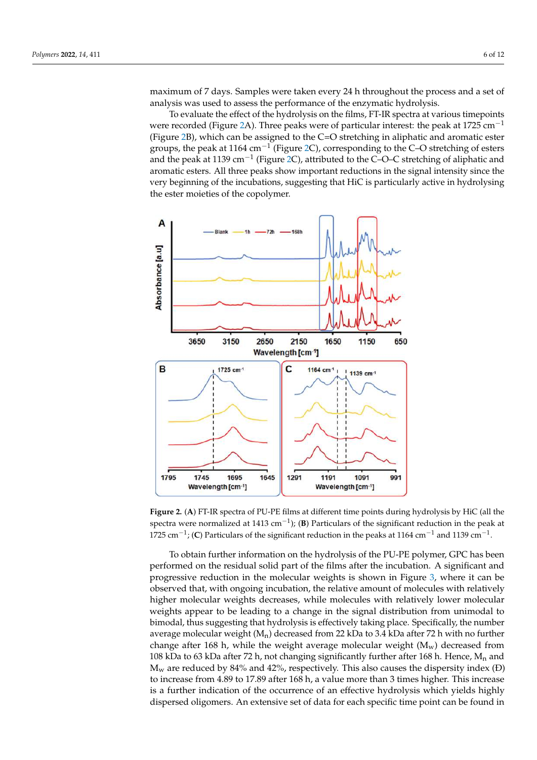maximum of 7 days. Samples were taken every 24 h throughout the process and a set of analysis was used to assess the performance of the enzymatic hydrolysis.

To evaluate the effect of the hydrolysis on the films, FT-IR spectra at various timepoints were recorded (Figure 2A). Three peaks were of particular interest: the peak at 1725 $cm^{-1}$ (Figure 2B), which can be assigned to the C=O stretching in aliphatic and aromatic ester groups, the peak at 1164 $cm^{-1}$ (Figure 2C), corresponding to the C–O stretching of esters and the peak at 1139 $cm^{-1}$ (Figure 2C), attributed to the C–O–C stretching of aliphatic and aromatic esters. All three peaks show important reductions in the signal intensity since the very beginning of the incubations, suggesting that HiC is particularly active in hydrolysing the ester moieties of the copolymer.

**Figure 2.** (**A**) FT-IR spectra of PU-PE films at different time points during hydrolysis by HiC (all the spectra were normalized at 1413 $cm^{-1}$); (**B**) Particulars of the significant reduction in the peak at 1725 $cm^{-1}$; (**C**) Particulars of the significant reduction in the peaks at 1164 $cm^{-1}$ and 1139 $cm^{-1}$.

To obtain further information on the hydrolysis of the PU-PE polymer, GPC has been performed on the residual solid part of the films after the incubation. A significant and progressive reduction in the molecular weights is shown in Figure 3, where it can be observed that, with ongoing incubation, the relative amount of molecules with relatively higher molecular weights decreases, while molecules with relatively lower molecular weights appear to be leading to a change in the signal distribution from unimodal to bimodal, thus suggesting that hydrolysis is effectively taking place. Specifically, the number average molecular weight ($M_n$) decreased from 22 kDa to 3.4 kDa after 72 h with no further change after 168 h, while the weight average molecular weight ($M_w$) decreased from 108 kDa to 63 kDa after 72 h, not changing significantly further after 168 h. Hence, $M_n$ and $M_w$ are reduced by 84% and 42%, respectively. This also causes the dispersity index (Đ) to increase from 4.89 to 17.89 after 168 h, a value more than 3 times higher. This increase is a further indication of the occurrence of an effective hydrolysis which yields highly dispersed oligomers. An extensive set of data for each specific time point can be found in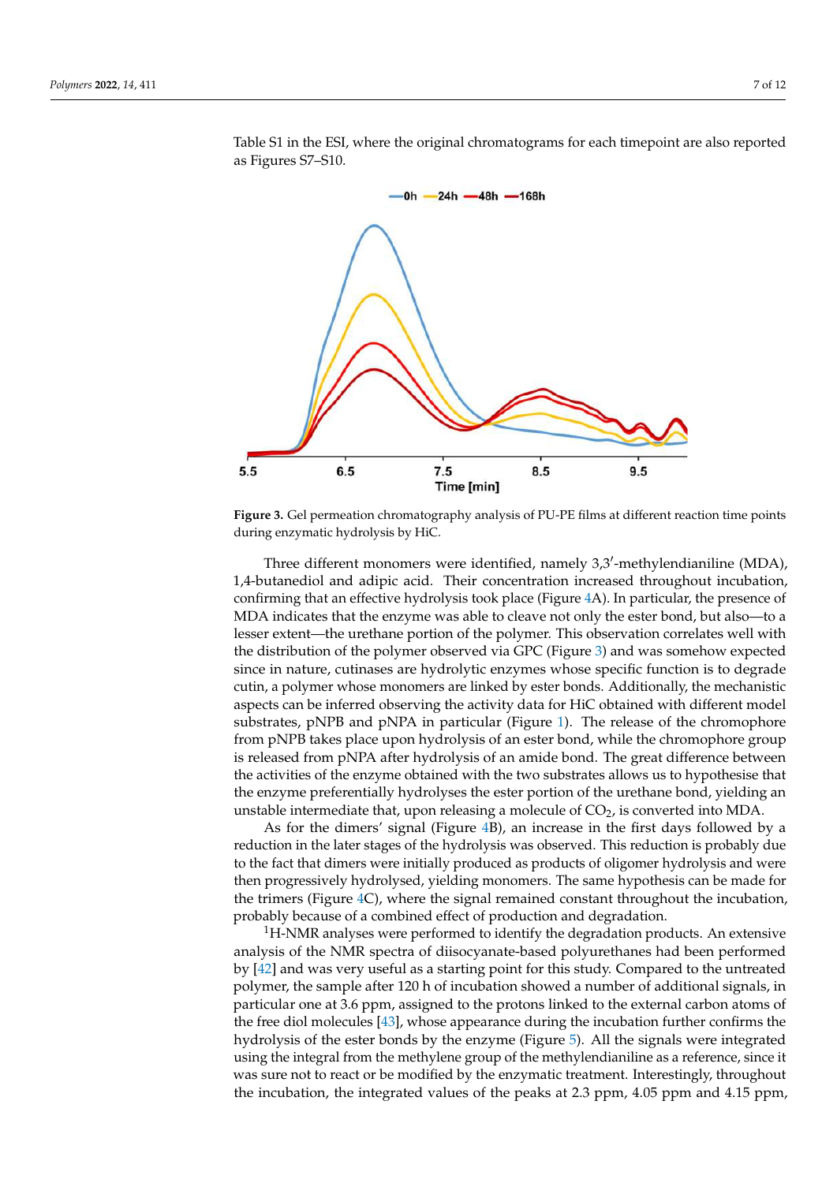Table S1 in the ESI, where the original chromatograms for each timepoint are also reported as Figures S7–S10.

**Figure 3.** Gel permeation chromatography analysis of PU-PE films at different reaction time points during enzymatic hydrolysis by HiC.

Three different monomers were identified, namely 3,3′-methylendianiline (MDA), 1,4-butanediol and adipic acid. Their concentration increased throughout incubation, confirming that an effective hydrolysis took place (Figure 4A). In particular, the presence of MDA indicates that the enzyme was able to cleave not only the ester bond, but also—to a lesser extent—the urethane portion of the polymer. This observation correlates well with the distribution of the polymer observed via GPC (Figure 3) and was somehow expected since in nature, cutinases are hydrolytic enzymes whose specific function is to degrade cutin, a polymer whose monomers are linked by ester bonds. Additionally, the mechanistic aspects can be inferred observing the activity data for HiC obtained with different model substrates, pNPB and pNPA in particular (Figure 1). The release of the chromophore from pNPB takes place upon hydrolysis of an ester bond, while the chromophore group is released from pNPA after hydrolysis of an amide bond. The great difference between the activities of the enzyme obtained with the two substrates allows us to hypothesise that the enzyme preferentially hydrolyses the ester portion of the urethane bond, yielding an unstable intermediate that, upon releasing a molecule of $CO_2$, is converted into MDA.

As for the dimers' signal (Figure 4B), an increase in the first days followed by a reduction in the later stages of the hydrolysis was observed. This reduction is probably due to the fact that dimers were initially produced as products of oligomer hydrolysis and were then progressively hydrolysed, yielding monomers. The same hypothesis can be made for the trimers (Figure 4C), where the signal remained constant throughout the incubation, probably because of a combined effect of production and degradation.

$^1$H-NMR analyses were performed to identify the degradation products. An extensive analysis of the NMR spectra of diisocyanate-based polyurethanes had been performed by [42] and was very useful as a starting point for this study. Compared to the untreated polymer, the sample after 120 h of incubation showed a number of additional signals, in particular one at 3.6 ppm, assigned to the protons linked to the external carbon atoms of the free diol molecules [43], whose appearance during the incubation further confirms the hydrolysis of the ester bonds by the enzyme (Figure 5). All the signals were integrated using the integral from the methylene group of the methylendianiline as a reference, since it was sure not to react or be modified by the enzymatic treatment. Interestingly, throughout the incubation, the integrated values of the peaks at 2.3 ppm, 4.05 ppm and 4.15 ppm,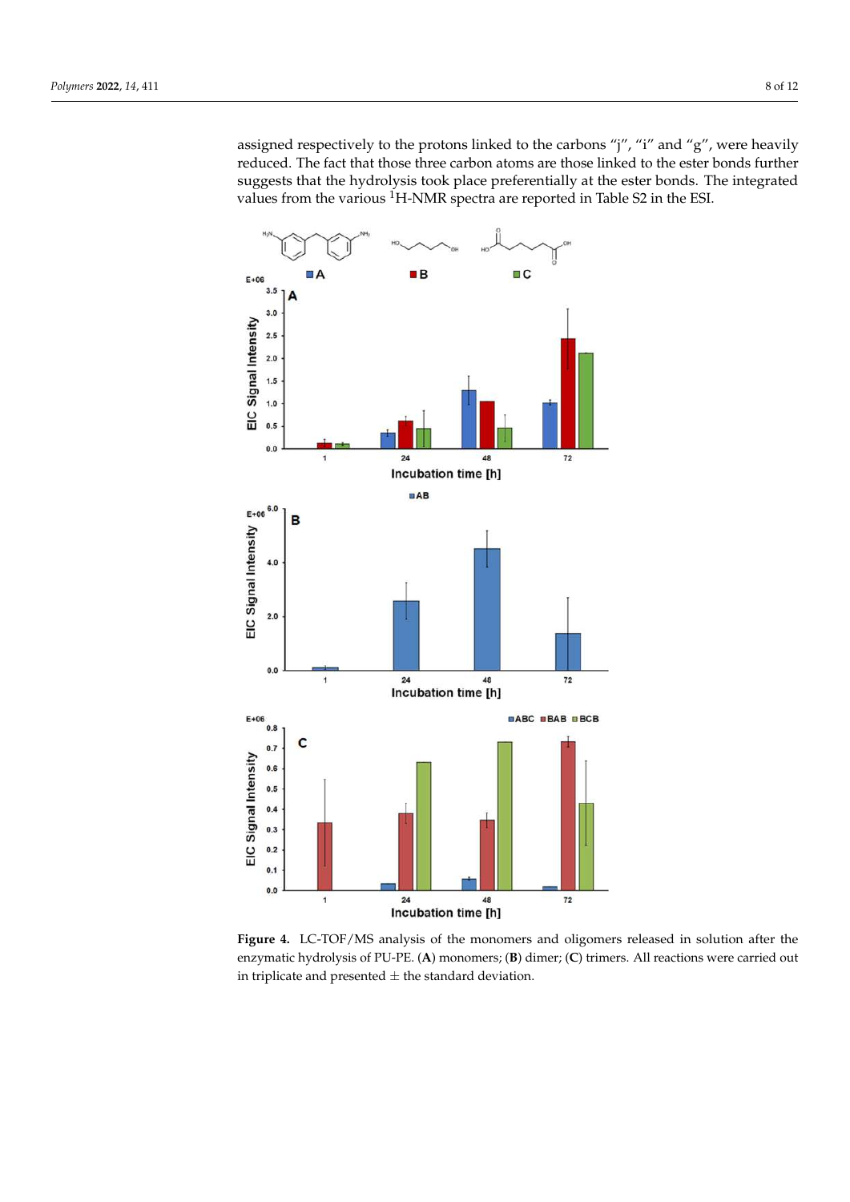assigned respectively to the protons linked to the carbons "j", "i" and "g", were heavily reduced. The fact that those three carbon atoms are those linked to the ester bonds further suggests that the hydrolysis took place preferentially at the ester bonds. The integrated values from the various $^1$H-NMR spectra are reported in Table S2 in the ESI.

**Figure 4.** LC-TOF/MS analysis of the monomers and oligomers released in solution after the enzymatic hydrolysis of PU-PE. (**A**) monomers; (**B**) dimer; (**C**) trimers. All reactions were carried out in triplicate and presented ± the standard deviation.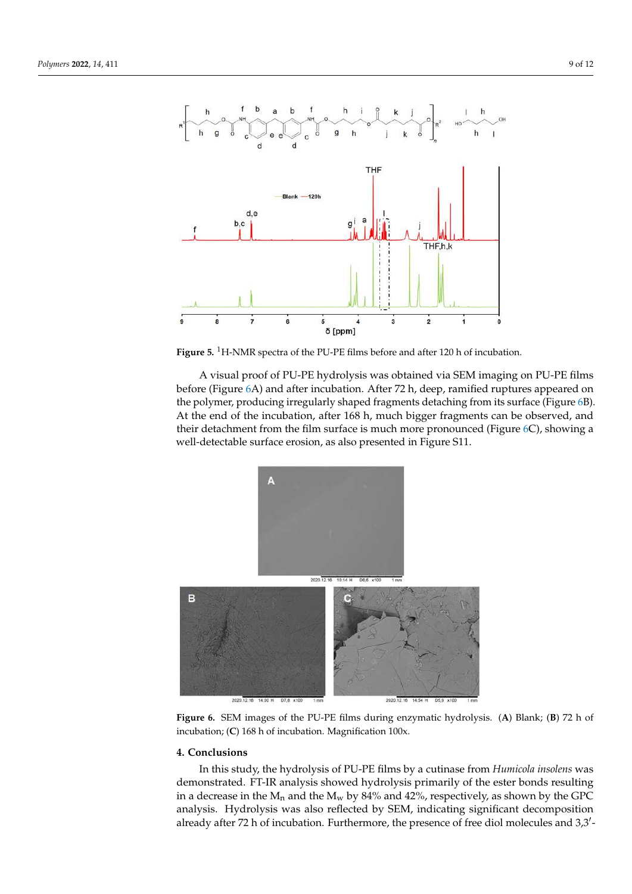**Figure 5.** $^1$H-NMR spectra of the PU-PE films before and after 120 h of incubation.

A visual proof of PU-PE hydrolysis was obtained via SEM imaging on PU-PE films before (Figure 6A) and after incubation. After 72 h, deep, ramified ruptures appeared on the polymer, producing irregularly shaped fragments detaching from its surface (Figure 6B). At the end of the incubation, after 168 h, much bigger fragments can be observed, and their detachment from the film surface is much more pronounced (Figure 6C), showing a well-detectable surface erosion, as also presented in Figure S11.

**Figure 6.** SEM images of the PU-PE films during enzymatic hydrolysis. (**A**) Blank; (**B**) 72 h of incubation; (**C**) 168 h of incubation. Magnification 100x.

## 4. Conclusions

In this study, the hydrolysis of PU-PE films by a cutinase from *Humicola insolens* was demonstrated. FT-IR analysis showed hydrolysis primarily of the ester bonds resulting in a decrease in the $M_n$ and the $M_w$ by 84% and 42%, respectively, as shown by the GPC analysis. Hydrolysis was also reflected by SEM, indicating significant decomposition already after 72 h of incubation. Furthermore, the presence of free diol molecules and 3,3′-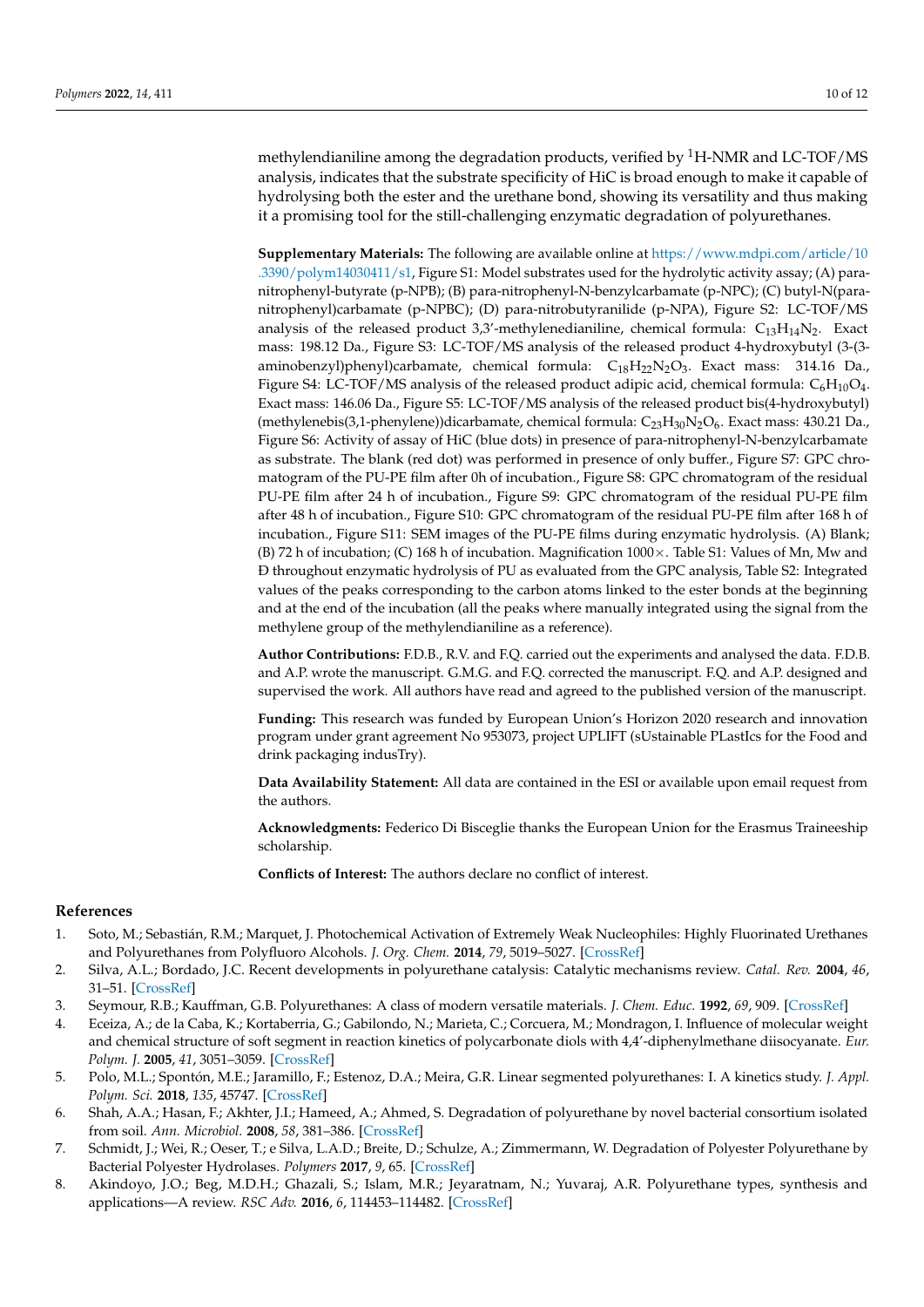methylendianiline among the degradation products, verified by $^{1}$H-NMR and LC-TOF/MS analysis, indicates that the substrate specificity of HiC is broad enough to make it capable of hydrolysing both the ester and the urethane bond, showing its versatility and thus making it a promising tool for the still-challenging enzymatic degradation of polyurethanes.

**Supplementary Materials:** The following are available online at https://www.mdpi.com/article/10.3390/polym14030411/s1, Figure S1: Model substrates used for the hydrolytic activity assay; (A) para-nitrophenyl-butyrate (p-NPB); (B) para-nitrophenyl-N-benzylcarbamate (p-NPC); (C) butyl-N(para-nitrophenyl)carbamate (p-NPBC); (D) para-nitrobutyranilide (p-NPA), Figure S2: LC-TOF/MS analysis of the released product 3,3′-methylenedianiline, chemical formula: $C_{13}H_{14}N_2$. Exact mass: 198.12 Da., Figure S3: LC-TOF/MS analysis of the released product 4-hydroxybutyl (3-(3-aminobenzyl)phenyl)carbamate, chemical formula: $C_{18}H_{22}N_2O_3$. Exact mass: 314.16 Da., Figure S4: LC-TOF/MS analysis of the released product adipic acid, chemical formula: $C_6H_{10}O_4$. Exact mass: 146.06 Da., Figure S5: LC-TOF/MS analysis of the released product bis(4-hydroxybutyl) (methylenebis(3,1-phenylene))dicarbamate, chemical formula: $C_{23}H_{30}N_2O_6$. Exact mass: 430.21 Da., Figure S6: Activity of assay of HiC (blue dots) in presence of para-nitrophenyl-N-benzylcarbamate as substrate. The blank (red dot) was performed in presence of only buffer., Figure S7: GPC chromatogram of the PU-PE film after 0h of incubation., Figure S8: GPC chromatogram of the residual PU-PE film after 24 h of incubation., Figure S9: GPC chromatogram of the residual PU-PE film after 48 h of incubation., Figure S10: GPC chromatogram of the residual PU-PE film after 168 h of incubation., Figure S11: SEM images of the PU-PE films during enzymatic hydrolysis. (A) Blank; (B) 72 h of incubation; (C) 168 h of incubation. Magnification 1000×. Table S1: Values of Mn, Mw and Đ throughout enzymatic hydrolysis of PU as evaluated from the GPC analysis, Table S2: Integrated values of the peaks corresponding to the carbon atoms linked to the ester bonds at the beginning and at the end of the incubation (all the peaks where manually integrated using the signal from the methylene group of the methylendianiline as a reference).

**Author Contributions:** F.D.B., R.V. and F.Q. carried out the experiments and analysed the data. F.D.B. and A.P. wrote the manuscript. G.M.G. and F.Q. corrected the manuscript. F.Q. and A.P. designed and supervised the work. All authors have read and agreed to the published version of the manuscript.

**Funding:** This research was funded by European Union's Horizon 2020 research and innovation program under grant agreement No 953073, project UPLIFT (sUstainable PLastIcs for the Food and drink packaging indusTry).

**Data Availability Statement:** All data are contained in the ESI or available upon email request from the authors.

**Acknowledgments:** Federico Di Bisceglie thanks the European Union for the Erasmus Traineeship scholarship.

**Conflicts of Interest:** The authors declare no conflict of interest.

## References

1. Soto, M.; Sebastián, R.M.; Marquet, J. Photochemical Activation of Extremely Weak Nucleophiles: Highly Fluorinated Urethanes and Polyurethanes from Polyfluoro Alcohols. *J. Org. Chem.* **2014**, *79*, 5019–5027. [CrossRef]
2. Silva, A.L.; Bordado, J.C. Recent developments in polyurethane catalysis: Catalytic mechanisms review. *Catal. Rev.* **2004**, *46*, 31–51. [CrossRef]
3. Seymour, R.B.; Kauffman, G.B. Polyurethanes: A class of modern versatile materials. *J. Chem. Educ.* **1992**, *69*, 909. [CrossRef]
4. Eceiza, A.; de la Caba, K.; Kortaberria, G.; Gabilondo, N.; Marieta, C.; Corcuera, M.; Mondragon, I. Influence of molecular weight and chemical structure of soft segment in reaction kinetics of polycarbonate diols with 4,4′-diphenylmethane diisocyanate. *Eur. Polym. J.* **2005**, *41*, 3051–3059. [CrossRef]
5. Polo, M.L.; Spontón, M.E.; Jaramillo, F.; Estenoz, D.A.; Meira, G.R. Linear segmented polyurethanes: I. A kinetics study. *J. Appl. Polym. Sci.* **2018**, *135*, 45747. [CrossRef]
6. Shah, A.A.; Hasan, F.; Akhter, J.I.; Hameed, A.; Ahmed, S. Degradation of polyurethane by novel bacterial consortium isolated from soil. *Ann. Microbiol.* **2008**, *58*, 381–386. [CrossRef]
7. Schmidt, J.; Wei, R.; Oeser, T.; e Silva, L.A.D.; Breite, D.; Schulze, A.; Zimmermann, W. Degradation of Polyester Polyurethane by Bacterial Polyester Hydrolases. *Polymers* **2017**, *9*, 65. [CrossRef]
8. Akindoyo, J.O.; Beg, M.D.H.; Ghazali, S.; Islam, M.R.; Jeyaratnam, N.; Yuvaraj, A.R. Polyurethane types, synthesis and applications—A review. *RSC Adv.* **2016**, *6*, 114453–114482. [CrossRef]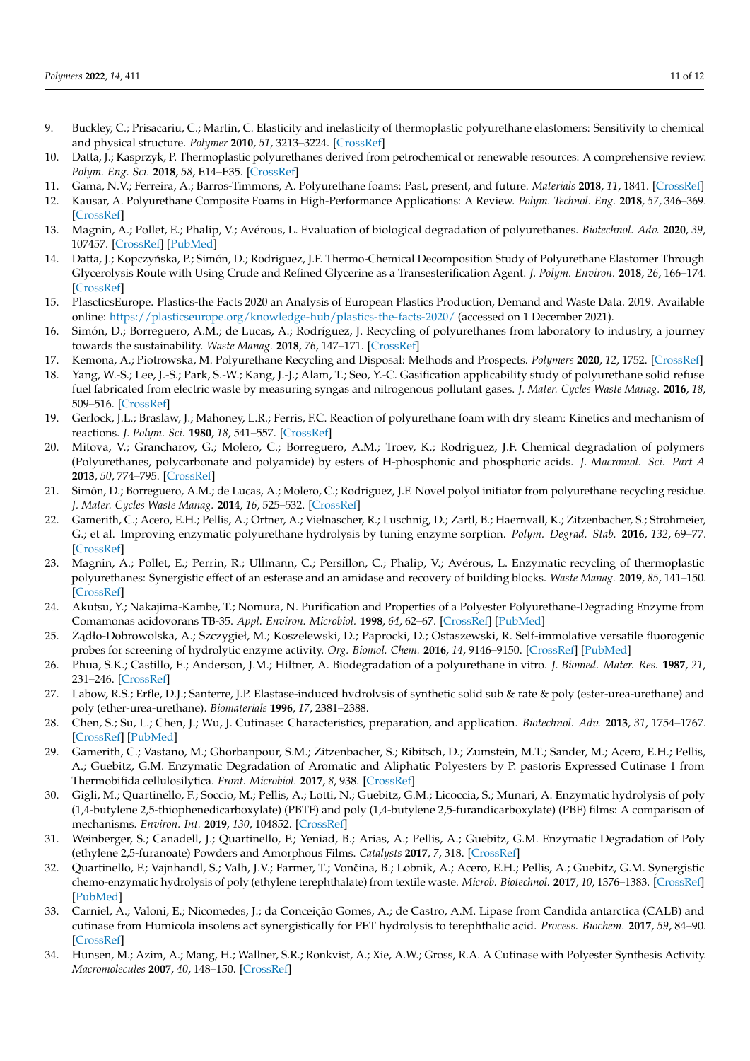9. Buckley, C.; Prisacariu, C.; Martin, C. Elasticity and inelasticity of thermoplastic polyurethane elastomers: Sensitivity to chemical and physical structure. *Polymer* **2010**, *51*, 3213–3224. [CrossRef]
10. Datta, J.; Kasprzyk, P. Thermoplastic polyurethanes derived from petrochemical or renewable resources: A comprehensive review. *Polym. Eng. Sci.* **2018**, *58*, E14–E35. [CrossRef]
11. Gama, N.V.; Ferreira, A.; Barros-Timmons, A. Polyurethane foams: Past, present, and future. *Materials* **2018**, *11*, 1841. [CrossRef]
12. Kausar, A. Polyurethane Composite Foams in High-Performance Applications: A Review. *Polym. Technol. Eng.* **2018**, *57*, 346–369. [CrossRef]
13. Magnin, A.; Pollet, E.; Phalip, V.; Avérous, L. Evaluation of biological degradation of polyurethanes. *Biotechnol. Adv.* **2020**, *39*, 107457. [CrossRef] [PubMed]
14. Datta, J.; Kopczyńska, P.; Simón, D.; Rodriguez, J.F. Thermo-Chemical Decomposition Study of Polyurethane Elastomer Through Glycerolysis Route with Using Crude and Refined Glycerine as a Transesterification Agent. *J. Polym. Environ.* **2018**, *26*, 166–174. [CrossRef]
15. PlascticsEurope. Plastics-the Facts 2020 an Analysis of European Plastics Production, Demand and Waste Data. 2019. Available online: https://plasticseurope.org/knowledge-hub/plastics-the-facts-2020/ (accessed on 1 December 2021).
16. Simón, D.; Borreguero, A.M.; de Lucas, A.; Rodríguez, J. Recycling of polyurethanes from laboratory to industry, a journey towards the sustainability. *Waste Manag.* **2018**, *76*, 147–171. [CrossRef]
17. Kemona, A.; Piotrowska, M. Polyurethane Recycling and Disposal: Methods and Prospects. *Polymers* **2020**, *12*, 1752. [CrossRef]
18. Yang, W.-S.; Lee, J.-S.; Park, S.-W.; Kang, J.-J.; Alam, T.; Seo, Y.-C. Gasification applicability study of polyurethane solid refuse fuel fabricated from electric waste by measuring syngas and nitrogenous pollutant gases. *J. Mater. Cycles Waste Manag.* **2016**, *18*, 509–516. [CrossRef]
19. Gerlock, J.L.; Braslaw, J.; Mahoney, L.R.; Ferris, F.C. Reaction of polyurethane foam with dry steam: Kinetics and mechanism of reactions. *J. Polym. Sci.* **1980**, *18*, 541–557. [CrossRef]
20. Mitova, V.; Grancharov, G.; Molero, C.; Borreguero, A.M.; Troev, K.; Rodriguez, J.F. Chemical degradation of polymers (Polyurethanes, polycarbonate and polyamide) by esters of H-phosphonic and phosphoric acids. *J. Macromol. Sci. Part A* **2013**, *50*, 774–795. [CrossRef]
21. Simón, D.; Borreguero, A.M.; de Lucas, A.; Molero, C.; Rodríguez, J.F. Novel polyol initiator from polyurethane recycling residue. *J. Mater. Cycles Waste Manag.* **2014**, *16*, 525–532. [CrossRef]
22. Gamerith, C.; Acero, E.H.; Pellis, A.; Ortner, A.; Vielnascher, R.; Luschnig, D.; Zartl, B.; Haernvall, K.; Zitzenbacher, S.; Strohmeier, G.; et al. Improving enzymatic polyurethane hydrolysis by tuning enzyme sorption. *Polym. Degrad. Stab.* **2016**, *132*, 69–77. [CrossRef]
23. Magnin, A.; Pollet, E.; Perrin, R.; Ullmann, C.; Persillon, C.; Phalip, V.; Avérous, L. Enzymatic recycling of thermoplastic polyurethanes: Synergistic effect of an esterase and an amidase and recovery of building blocks. *Waste Manag.* **2019**, *85*, 141–150. [CrossRef]
24. Akutsu, Y.; Nakajima-Kambe, T.; Nomura, N. Purification and Properties of a Polyester Polyurethane-Degrading Enzyme from Comamonas acidovorans TB-35. *Appl. Environ. Microbiol.* **1998**, *64*, 62–67. [CrossRef] [PubMed]
25. Żądło-Dobrowolska, A.; Szczygieł, M.; Koszelewski, D.; Paprocki, D.; Ostaszewski, R. Self-immolative versatile fluorogenic probes for screening of hydrolytic enzyme activity. *Org. Biomol. Chem.* **2016**, *14*, 9146–9150. [CrossRef] [PubMed]
26. Phua, S.K.; Castillo, E.; Anderson, J.M.; Hiltner, A. Biodegradation of a polyurethane in vitro. *J. Biomed. Mater. Res.* **1987**, *21*, 231–246. [CrossRef]
27. Labow, R.S.; Erfle, D.J.; Santerre, J.P. Elastase-induced hvdrolvsis of synthetic solid sub & rate & poly (ester-urea-urethane) and poly (ether-urea-urethane). *Biomaterials* **1996**, *17*, 2381–2388.
28. Chen, S.; Su, L.; Chen, J.; Wu, J. Cutinase: Characteristics, preparation, and application. *Biotechnol. Adv.* **2013**, *31*, 1754–1767. [CrossRef] [PubMed]
29. Gamerith, C.; Vastano, M.; Ghorbanpour, S.M.; Zitzenbacher, S.; Ribitsch, D.; Zumstein, M.T.; Sander, M.; Acero, E.H.; Pellis, A.; Guebitz, G.M. Enzymatic Degradation of Aromatic and Aliphatic Polyesters by P. pastoris Expressed Cutinase 1 from Thermobifida cellulosilytica. *Front. Microbiol.* **2017**, *8*, 938. [CrossRef]
30. Gigli, M.; Quartinello, F.; Soccio, M.; Pellis, A.; Lotti, N.; Guebitz, G.M.; Licoccia, S.; Munari, A. Enzymatic hydrolysis of poly (1,4-butylene 2,5-thiophenedicarboxylate) (PBTF) and poly (1,4-butylene 2,5-furandicarboxylate) (PBF) films: A comparison of mechanisms. *Environ. Int.* **2019**, *130*, 104852. [CrossRef]
31. Weinberger, S.; Canadell, J.; Quartinello, F.; Yeniad, B.; Arias, A.; Pellis, A.; Guebitz, G.M. Enzymatic Degradation of Poly (ethylene 2,5-furanoate) Powders and Amorphous Films. *Catalysts* **2017**, *7*, 318. [CrossRef]
32. Quartinello, F.; Vajnhandl, S.; Valh, J.V.; Farmer, T.; Vončina, B.; Lobnik, A.; Acero, E.H.; Pellis, A.; Guebitz, G.M. Synergistic chemo-enzymatic hydrolysis of poly (ethylene terephthalate) from textile waste. *Microb. Biotechnol.* **2017**, *10*, 1376–1383. [CrossRef] [PubMed]
33. Carniel, A.; Valoni, E.; Nicomedes, J.; da Conceição Gomes, A.; de Castro, A.M. Lipase from Candida antarctica (CALB) and cutinase from Humicola insolens act synergistically for PET hydrolysis to terephthalic acid. *Process. Biochem.* **2017**, *59*, 84–90. [CrossRef]
34. Hunsen, M.; Azim, A.; Mang, H.; Wallner, S.R.; Ronkvist, A.; Xie, A.W.; Gross, R.A. A Cutinase with Polyester Synthesis Activity. *Macromolecules* **2007**, *40*, 148–150. [CrossRef]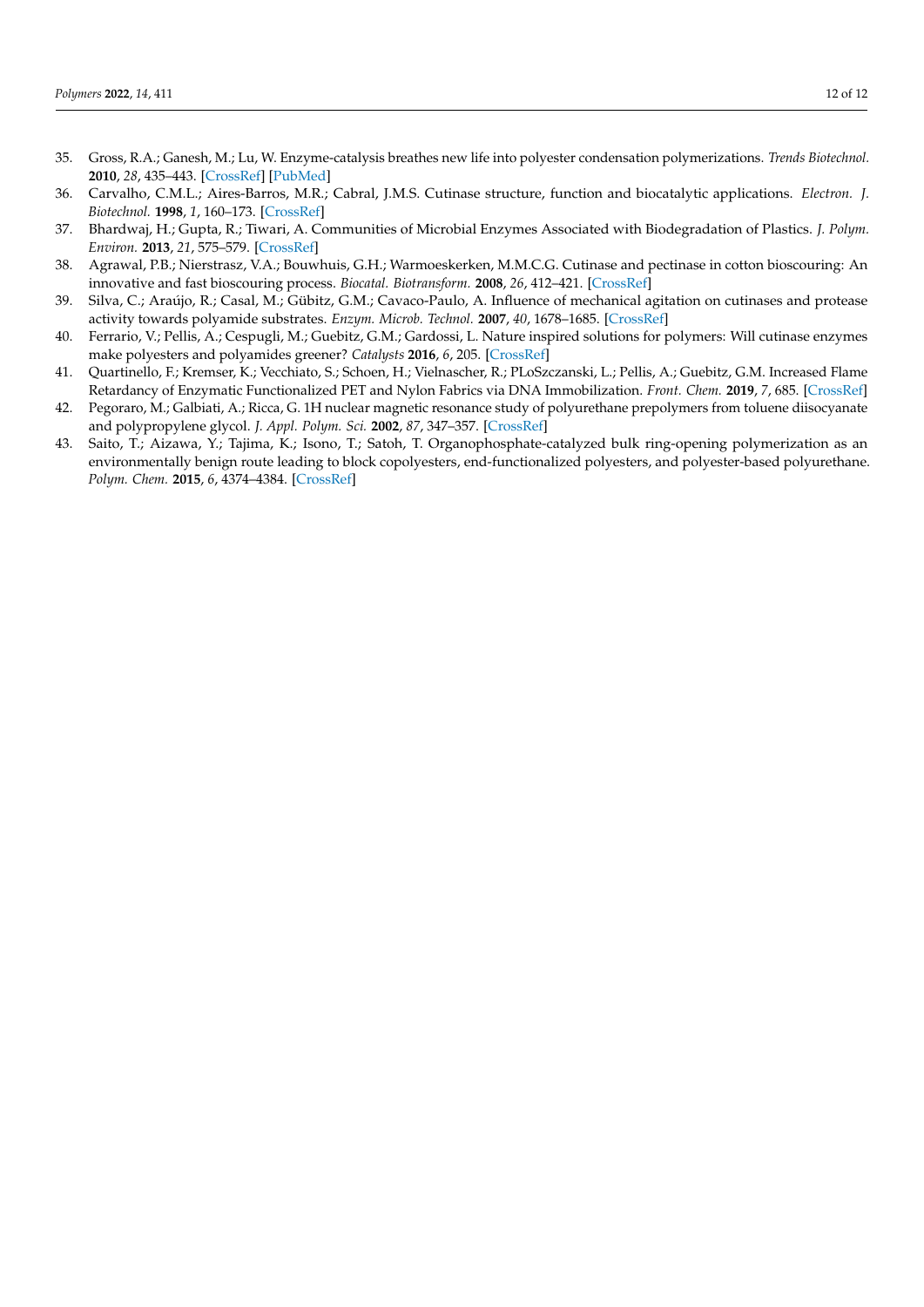35. Gross, R.A.; Ganesh, M.; Lu, W. Enzyme-catalysis breathes new life into polyester condensation polymerizations. *Trends Biotechnol.* **2010**, *28*, 435–443. [CrossRef] [PubMed]
36. Carvalho, C.M.L.; Aires-Barros, M.R.; Cabral, J.M.S. Cutinase structure, function and biocatalytic applications. *Electron. J. Biotechnol.* **1998**, *1*, 160–173. [CrossRef]
37. Bhardwaj, H.; Gupta, R.; Tiwari, A. Communities of Microbial Enzymes Associated with Biodegradation of Plastics. *J. Polym. Environ.* **2013**, *21*, 575–579. [CrossRef]
38. Agrawal, P.B.; Nierstrasz, V.A.; Bouwhuis, G.H.; Warmoeskerken, M.M.C.G. Cutinase and pectinase in cotton bioscouring: An innovative and fast bioscouring process. *Biocatal. Biotransform.* **2008**, *26*, 412–421. [CrossRef]
39. Silva, C.; Araújo, R.; Casal, M.; Gübitz, G.M.; Cavaco-Paulo, A. Influence of mechanical agitation on cutinases and protease activity towards polyamide substrates. *Enzym. Microb. Technol.* **2007**, *40*, 1678–1685. [CrossRef]
40. Ferrario, V.; Pellis, A.; Cespugli, M.; Guebitz, G.M.; Gardossi, L. Nature inspired solutions for polymers: Will cutinase enzymes make polyesters and polyamides greener? *Catalysts* **2016**, *6*, 205. [CrossRef]
41. Quartinello, F.; Kremser, K.; Vecchiato, S.; Schoen, H.; Vielnascher, R.; PLoSzczanski, L.; Pellis, A.; Guebitz, G.M. Increased Flame Retardancy of Enzymatic Functionalized PET and Nylon Fabrics via DNA Immobilization. *Front. Chem.* **2019**, *7*, 685. [CrossRef]
42. Pegoraro, M.; Galbiati, A.; Ricca, G. 1H nuclear magnetic resonance study of polyurethane prepolymers from toluene diisocyanate and polypropylene glycol. *J. Appl. Polym. Sci.* **2002**, *87*, 347–357. [CrossRef]
43. Saito, T.; Aizawa, Y.; Tajima, K.; Isono, T.; Satoh, T. Organophosphate-catalyzed bulk ring-opening polymerization as an environmentally benign route leading to block copolyesters, end-functionalized polyesters, and polyester-based polyurethane. *Polym. Chem.* **2015**, *6*, 4374–4384. [CrossRef]